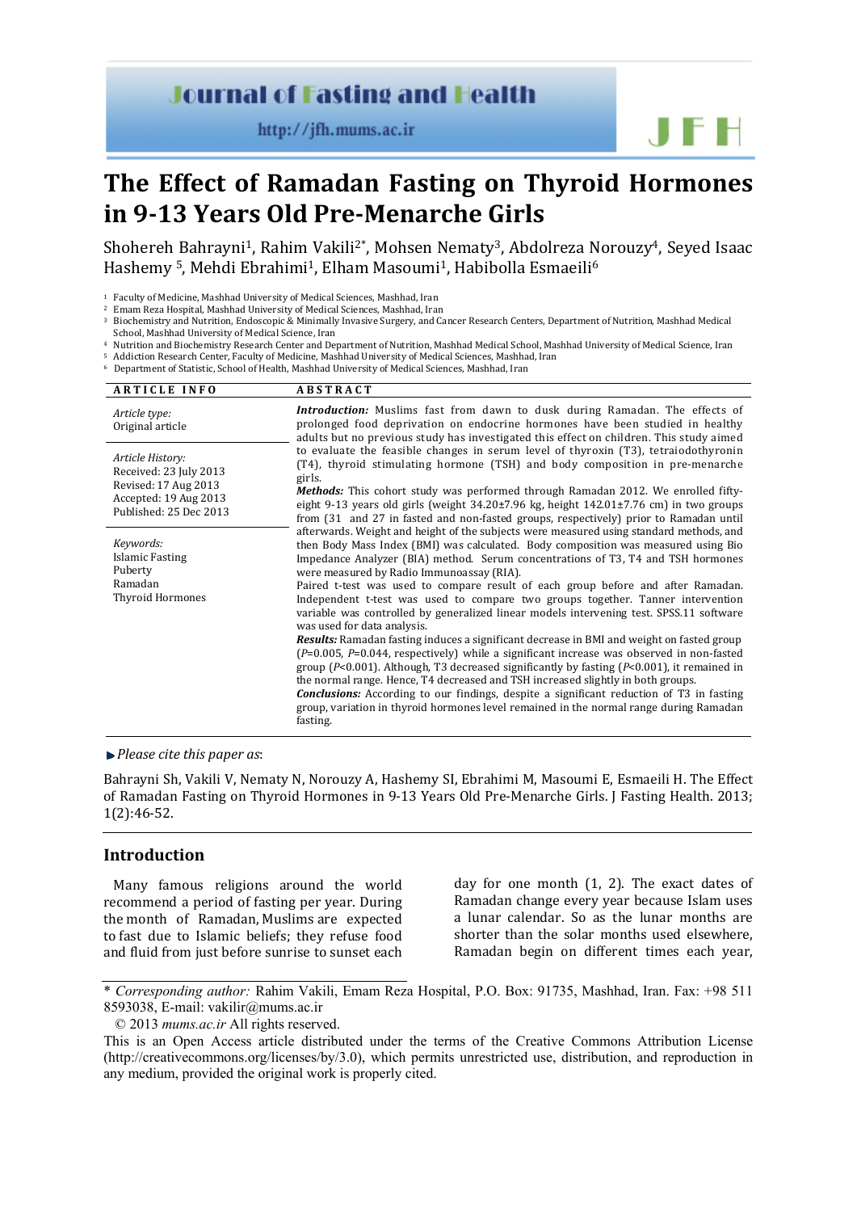# The Effect of Ramadan Fasting on Thyroid Hormones in 9-13 Years Old Pre-Menarche Girls

Shohereh Bahrayni[1], Rahim Vakili[2*], Mohsen Nematy[3], Abdolreza Norouzy[4], Seyed Isaac Hashemy [5], Mehdi Ebrahimi[1], Elham Masoumi[1], Habibolla Esmaeili[6]

[1] Faculty of Medicine, Mashhad University of Medical Sciences, Mashhad, Iran
[2] Emam Reza Hospital, Mashhad University of Medical Sciences, Mashhad, Iran
[3] Biochemistry and Nutrition, Endoscopic & Minimally Invasive Surgery, and Cancer Research Centers, Department of Nutrition, Mashhad Medical School, Mashhad University of Medical Science, Iran
[4] Nutrition and Biochemistry Research Center and Department of Nutrition, Mashhad Medical School, Mashhad University of Medical Science, Iran
[5] Addiction Research Center, Faculty of Medicine, Mashhad University of Medical Sciences, Mashhad, Iran
[6] Department of Statistic, School of Health, Mashhad University of Medical Sciences, Mashhad, Iran

## ARTICLE INFO

*Article type:*
Original article

*Article History:*
Received: 23 July 2013
Revised: 17 Aug 2013
Accepted: 19 Aug 2013
Published: 25 Dec 2013

*Keywords:*
Islamic Fasting
Puberty
Ramadan
Thyroid Hormones

## ABSTRACT

***Introduction:*** Muslims fast from dawn to dusk during Ramadan. The effects of prolonged food deprivation on endocrine hormones have been studied in healthy adults but no previous study has investigated this effect on children. This study aimed to evaluate the feasible changes in serum level of thyroxin (T3), tetraiodothyronin (T4), thyroid stimulating hormone (TSH) and body composition in pre-menarche girls.

***Methods:*** This cohort study was performed through Ramadan 2012. We enrolled fifty-eight 9-13 years old girls (weight 34.20±7.96 kg, height 142.01±7.76 cm) in two groups from (31 and 27 in fasted and non-fasted groups, respectively) prior to Ramadan until afterwards. Weight and height of the subjects were measured using standard methods, and then Body Mass Index (BMI) was calculated. Body composition was measured using Bio Impedance Analyzer (BIA) method. Serum concentrations of T3, T4 and TSH hormones were measured by Radio Immunoassay (RIA).
Paired t-test was used to compare result of each group before and after Ramadan. Independent t-test was used to compare two groups together. Tanner intervention variable was controlled by generalized linear models intervening test. SPSS.11 software was used for data analysis.

***Results:*** Ramadan fasting induces a significant decrease in BMI and weight on fasted group (*P*=0.005, *P*=0.044, respectively) while a significant increase was observed in non-fasted group (*P*<0.001). Although, T3 decreased significantly by fasting (*P*<0.001), it remained in the normal range. Hence, T4 decreased and TSH increased slightly in both groups.

***Conclusions:*** According to our findings, despite a significant reduction of T3 in fasting group, variation in thyroid hormones level remained in the normal range during Ramadan fasting.

*Please cite this paper as*:

Bahrayni Sh, Vakili V, Nematy N, Norouzy A, Hashemy SI, Ebrahimi M, Masoumi E, Esmaeili H. The Effect of Ramadan Fasting on Thyroid Hormones in 9-13 Years Old Pre-Menarche Girls. J Fasting Health. 2013; 1(2):46-52.

## Introduction

Many famous religions around the world recommend a period of fasting per year. During the month of Ramadan, Muslims are expected to fast due to Islamic beliefs; they refuse food and fluid from just before sunrise to sunset each day for one month (1, 2). The exact dates of Ramadan change every year because Islam uses a lunar calendar. So as the lunar months are shorter than the solar months used elsewhere, Ramadan begin on different times each year,

\* *Corresponding author:* Rahim Vakili, Emam Reza Hospital, P.O. Box: 91735, Mashhad, Iran. Fax: +98 511 8593038, E-mail: vakilir@mums.ac.ir

© 2013 *mums.ac.ir* All rights reserved.

This is an Open Access article distributed under the terms of the Creative Commons Attribution License (http://creativecommons.org/licenses/by/3.0), which permits unrestricted use, distribution, and reproduction in any medium, provided the original work is properly cited.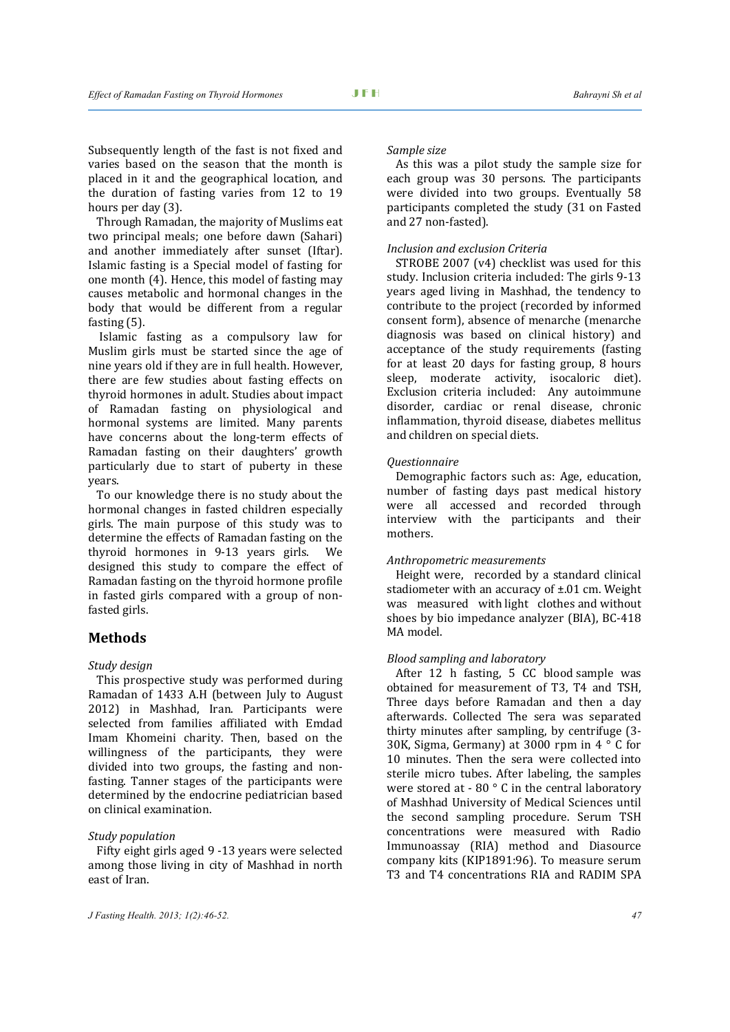Subsequently length of the fast is not fixed and varies based on the season that the month is placed in it and the geographical location, and the duration of fasting varies from 12 to 19 hours per day (3).

Through Ramadan, the majority of Muslims eat two principal meals; one before dawn (Sahari) and another immediately after sunset (Iftar). Islamic fasting is a Special model of fasting for one month (4). Hence, this model of fasting may causes metabolic and hormonal changes in the body that would be different from a regular fasting (5).

Islamic fasting as a compulsory law for Muslim girls must be started since the age of nine years old if they are in full health. However, there are few studies about fasting effects on thyroid hormones in adult. Studies about impact of Ramadan fasting on physiological and hormonal systems are limited. Many parents have concerns about the long-term effects of Ramadan fasting on their daughters' growth particularly due to start of puberty in these years.

To our knowledge there is no study about the hormonal changes in fasted children especially girls. The main purpose of this study was to determine the effects of Ramadan fasting on the thyroid hormones in 9-13 years girls. We designed this study to compare the effect of Ramadan fasting on the thyroid hormone profile in fasted girls compared with a group of non-fasted girls.

## Methods

*Study design*

This prospective study was performed during Ramadan of 1433 A.H (between July to August 2012) in Mashhad, Iran. Participants were selected from families affiliated with Emdad Imam Khomeini charity. Then, based on the willingness of the participants, they were divided into two groups, the fasting and non-fasting. Tanner stages of the participants were determined by the endocrine pediatrician based on clinical examination.

*Study population*

Fifty eight girls aged 9 -13 years were selected among those living in city of Mashhad in north east of Iran.

*Sample size*

As this was a pilot study the sample size for each group was 30 persons. The participants were divided into two groups. Eventually 58 participants completed the study (31 on Fasted and 27 non-fasted).

*Inclusion and exclusion Criteria*

STROBE 2007 (v4) checklist was used for this study. Inclusion criteria included: The girls 9-13 years aged living in Mashhad, the tendency to contribute to the project (recorded by informed consent form), absence of menarche (menarche diagnosis was based on clinical history) and acceptance of the study requirements (fasting for at least 20 days for fasting group, 8 hours sleep, moderate activity, isocaloric diet). Exclusion criteria included: Any autoimmune disorder, cardiac or renal disease, chronic inflammation, thyroid disease, diabetes mellitus and children on special diets.

*Questionnaire*

Demographic factors such as: Age, education, number of fasting days past medical history were all accessed and recorded through interview with the participants and their mothers.

*Anthropometric measurements*

Height were, recorded by a standard clinical stadiometer with an accuracy of ±.01 cm. Weight was measured with light clothes and without shoes by bio impedance analyzer (BIA), BC-418 MA model.

*Blood sampling and laboratory*

After 12 h fasting, 5 CC blood sample was obtained for measurement of T3, T4 and TSH, Three days before Ramadan and then a day afterwards. Collected The sera was separated thirty minutes after sampling, by centrifuge (3-30K, Sigma, Germany) at 3000 rpm in 4 ° C for 10 minutes. Then the sera were collected into sterile micro tubes. After labeling, the samples were stored at - 80 ° C in the central laboratory of Mashhad University of Medical Sciences until the second sampling procedure. Serum TSH concentrations were measured with Radio Immunoassay (RIA) method and Diasource company kits (KIP1891:96). To measure serum T3 and T4 concentrations RIA and RADIM SPA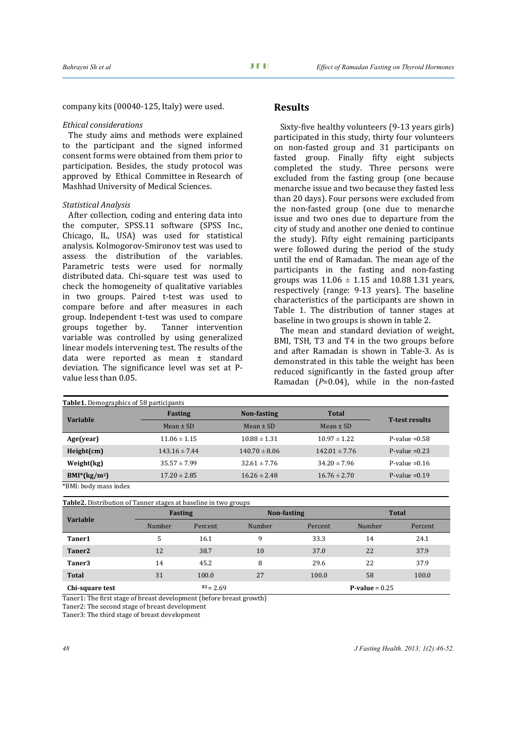company kits (00040-125, Italy) were used.

*Ethical considerations*

The study aims and methods were explained to the participant and the signed informed consent forms were obtained from them prior to participation. Besides, the study protocol was approved by Ethical Committee in Research of Mashhad University of Medical Sciences.

*Statistical Analysis*

After collection, coding and entering data into the computer, SPSS.11 software (SPSS Inc., Chicago, IL, USA) was used for statistical analysis. Kolmogorov-Smironov test was used to assess the distribution of the variables. Parametric tests were used for normally distributed data. Chi-square test was used to check the homogeneity of qualitative variables in two groups. Paired t-test was used to compare before and after measures in each group. Independent t-test was used to compare groups together by. Tanner intervention variable was controlled by using generalized linear models intervening test. The results of the data were reported as mean ± standard deviation. The significance level was set at P-value less than 0.05.

## Results

Sixty-five healthy volunteers (9-13 years girls) participated in this study, thirty four volunteers on non-fasted group and 31 participants on fasted group. Finally fifty eight subjects completed the study. Three persons were excluded from the fasting group (one because menarche issue and two because they fasted less than 20 days). Four persons were excluded from the non-fasted group (one due to menarche issue and two ones due to departure from the city of study and another one denied to continue the study). Fifty eight remaining participants were followed during the period of the study until the end of Ramadan. The mean age of the participants in the fasting and non-fasting groups was 11.06 ± 1.15 and 10.88 1.31 years, respectively (range: 9-13 years). The baseline characteristics of the participants are shown in Table 1. The distribution of tanner stages at baseline in two groups is shown in table 2.

The mean and standard deviation of weight, BMI, TSH, T3 and T4 in the two groups before and after Ramadan is shown in Table-3. As is demonstrated in this table the weight has been reduced significantly in the fasted group after Ramadan (*P*=0.04), while in the non-fasted

**Table1.** Demographics of 58 participants

| Variable | Fasting | Non-fasting | Total | T-test results |
|---|---|---|---|---|
| | Mean ± SD | Mean ± SD | Mean ± SD | |
| **Age(year)** | 11.06 ± 1.15 | 10.88 ± 1.31 | 10.97 ± 1.22 | P-value =0.58 |
| **Height(cm)** | 143.16 ± 7.44 | 140.70 ± 8.06 | 142.01 ± 7.76 | P-value =0.23 |
| **Weight(kg)** | 35.57 ± 7.99 | 32.61 ± 7.76 | 34.20 ± 7.96 | P-value =0.16 |
| **BMI*(kg/m²)** | 17.20 ± 2.85 | 16.26 ± 2.48 | 16.76 ± 2.70 | P-value =0.19 |

*BMI: body mass index

**Table2.** Distribution of Tanner stages at baseline in two groups

| Variable | Fasting | | Non-fasting | | Total | |
|---|---|---|---|---|---|---|
| | Number | Percent | Number | Percent | Number | Percent |
| **Taner1** | 5 | 16.1 | 9 | 33.3 | 14 | 24.1 |
| **Taner2** | 12 | 38.7 | 10 | 37.0 | 22 | 37.9 |
| **Taner3** | 14 | 45.2 | 8 | 29.6 | 22 | 37.9 |
| **Total** | 31 | 100.0 | 27 | 100.0 | 58 | 100.0 |
| **Chi-square test** | $\chi^2$ = 2.69 | | | **P-value** = 0.25 | | |

Taner1: The first stage of breast development (before breast growth)
Taner2: The second stage of breast development
Taner3: The third stage of breast development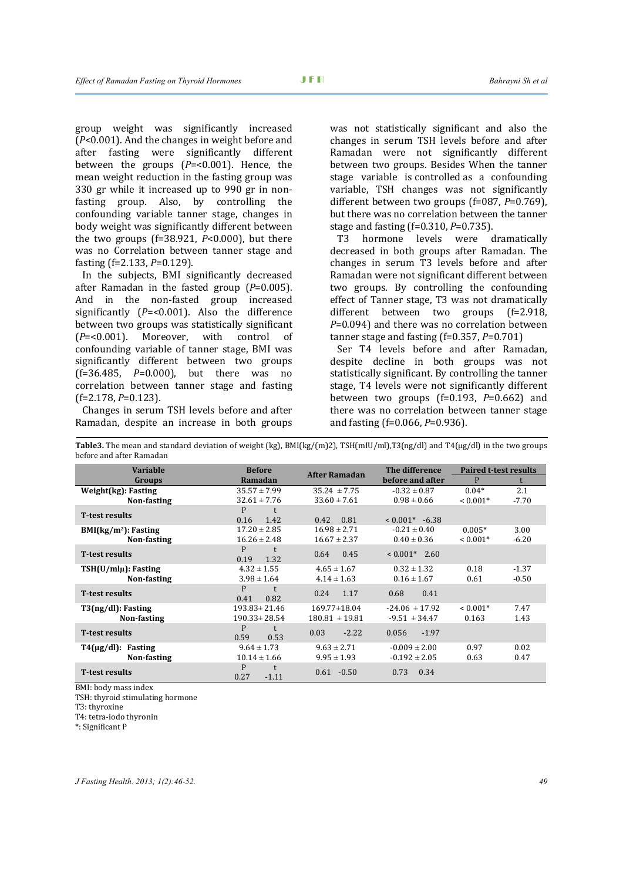group weight was significantly increased (*P*<0.001). And the changes in weight before and after fasting were significantly different between the groups (*P*=<0.001). Hence, the mean weight reduction in the fasting group was 330 gr while it increased up to 990 gr in non-fasting group. Also, by controlling the confounding variable tanner stage, changes in body weight was significantly different between the two groups (f=38.921, *P*<0.000), but there was no Correlation between tanner stage and fasting (f=2.133, *P*=0.129).

In the subjects, BMI significantly decreased after Ramadan in the fasted group (*P*=0.005). And in the non-fasted group increased significantly (*P*=<0.001). Also the difference between two groups was statistically significant (*P*=<0.001). Moreover, with control of confounding variable of tanner stage, BMI was significantly different between two groups (f=36.485, *P*=0.000), but there was no correlation between tanner stage and fasting (f=2.178, *P*=0.123).

Changes in serum TSH levels before and after Ramadan, despite an increase in both groups was not statistically significant and also the changes in serum TSH levels before and after Ramadan were not significantly different between two groups. Besides When the tanner stage variable is controlled as a confounding variable, TSH changes was not significantly different between two groups (f=087, *P*=0.769), but there was no correlation between the tanner stage and fasting (f=0.310, *P*=0.735).

T3 hormone levels were dramatically decreased in both groups after Ramadan. The changes in serum T3 levels before and after Ramadan were not significant different between two groups. By controlling the confounding effect of Tanner stage, T3 was not dramatically different between two groups (f=2.918, *P*=0.094) and there was no correlation between tanner stage and fasting (f=0.357, *P*=0.701)

Ser T4 levels before and after Ramadan, despite decline in both groups was not statistically significant. By controlling the tanner stage, T4 levels were not significantly different between two groups (f=0.193, *P*=0.662) and there was no correlation between tanner stage and fasting (f=0.066, *P*=0.936).

**Table3.** The mean and standard deviation of weight (kg), BMI(kg/(m)2), TSH(mIU/ml),T3(ng/dl) and T4(μg/dl) in the two groups before and after Ramadan

| Variable Groups | Before Ramadan | After Ramadan | The difference before and after | Paired t-test results P | t |
|---|---|---|---|---|---|
| **Weight(kg): Fasting** | 35.57 ± 7.99 | 35.24 ± 7.75 | -0.32 ± 0.87 | 0.04* | 2.1 |
| **Non-fasting** | 32.61 ± 7.76 | 33.60 ± 7.61 | 0.98 ± 0.66 | < 0.001* | -7.70 |
| **T-test results** | P 0.16, t 1.42 | 0.42 0.81 | < 0.001* -6.38 | | |
| **BMI(kg/m$^2$): Fasting** | 17.20 ± 2.85 | 16.98 ± 2.71 | -0.21 ± 0.40 | 0.005* | 3.00 |
| **Non-fasting** | 16.26 ± 2.48 | 16.67 ± 2.37 | 0.40 ± 0.36 | < 0.001* | -6.20 |
| **T-test results** | P 0.19, t 1.32 | 0.64 0.45 | < 0.001* 2.60 | | |
| **TSH(U/mlμ): Fasting** | 4.32 ± 1.55 | 4.65 ± 1.67 | 0.32 ± 1.32 | 0.18 | -1.37 |
| **Non-fasting** | 3.98 ± 1.64 | 4.14 ± 1.63 | 0.16 ± 1.67 | 0.61 | -0.50 |
| **T-test results** | P 0.41, t 0.82 | 0.24 1.17 | 0.68 0.41 | | |
| **T3(ng/dl): Fasting** | 193.83± 21.46 | 169.77±18.04 | -24.06 ± 17.92 | < 0.001* | 7.47 |
| **Non-fasting** | 190.33± 28.54 | 180.81 ± 19.81 | -9.51 ± 34.47 | 0.163 | 1.43 |
| **T-test results** | P 0.59, t 0.53 | 0.03 -2.22 | 0.056 -1.97 | | |
| **T4(μg/dl): Fasting** | 9.64 ± 1.73 | 9.63 ± 2.71 | -0.009 ± 2.00 | 0.97 | 0.02 |
| **Non-fasting** | 10.14 ± 1.66 | 9.95 ± 1.93 | -0.192 ± 2.05 | 0.63 | 0.47 |
| **T-test results** | P 0.27, t -1.11 | 0.61 -0.50 | 0.73 0.34 | | |

BMI: body mass index
TSH: thyroid stimulating hormone
T3: thyroxine
T4: tetra-iodo thyronin
*: Significant P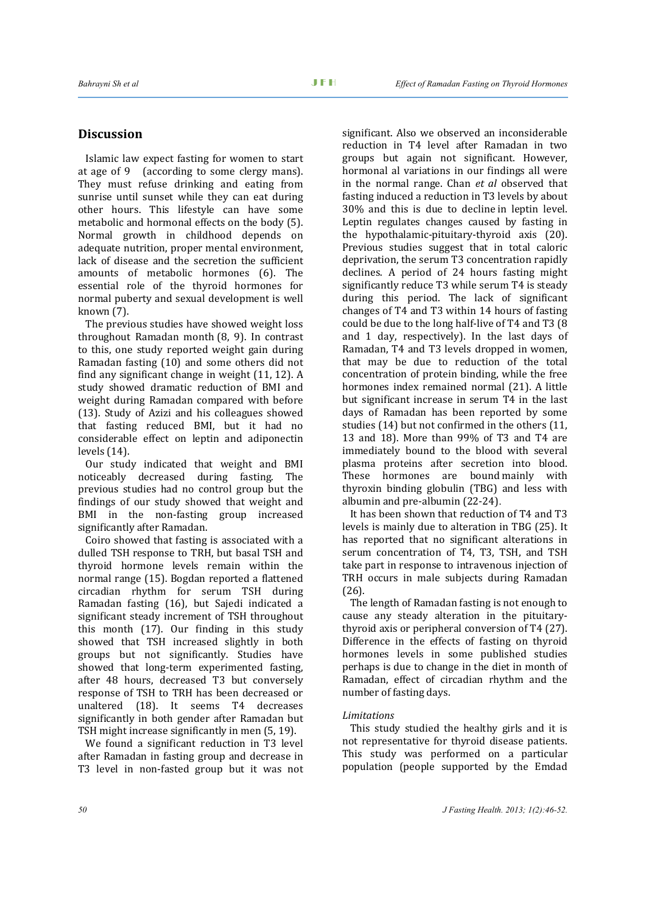## Discussion

Islamic law expect fasting for women to start at age of 9 (according to some clergy mans). They must refuse drinking and eating from sunrise until sunset while they can eat during other hours. This lifestyle can have some metabolic and hormonal effects on the body (5). Normal growth in childhood depends on adequate nutrition, proper mental environment, lack of disease and the secretion the sufficient amounts of metabolic hormones (6). The essential role of the thyroid hormones for normal puberty and sexual development is well known (7).

The previous studies have showed weight loss throughout Ramadan month (8, 9). In contrast to this, one study reported weight gain during Ramadan fasting (10) and some others did not find any significant change in weight (11, 12). A study showed dramatic reduction of BMI and weight during Ramadan compared with before (13). Study of Azizi and his colleagues showed that fasting reduced BMI, but it had no considerable effect on leptin and adiponectin levels (14).

Our study indicated that weight and BMI noticeably decreased during fasting. The previous studies had no control group but the findings of our study showed that weight and BMI in the non-fasting group increased significantly after Ramadan.

Coiro showed that fasting is associated with a dulled TSH response to TRH, but basal TSH and thyroid hormone levels remain within the normal range (15). Bogdan reported a flattened circadian rhythm for serum TSH during Ramadan fasting (16), but Sajedi indicated a significant steady increment of TSH throughout this month (17). Our finding in this study showed that TSH increased slightly in both groups but not significantly. Studies have showed that long-term experimented fasting, after 48 hours, decreased T3 but conversely response of TSH to TRH has been decreased or unaltered (18). It seems T4 decreases significantly in both gender after Ramadan but TSH might increase significantly in men (5, 19).

We found a significant reduction in T3 level after Ramadan in fasting group and decrease in T3 level in non-fasted group but it was not significant. Also we observed an inconsiderable reduction in T4 level after Ramadan in two groups but again not significant. However, hormonal al variations in our findings all were in the normal range. Chan *et al* observed that fasting induced a reduction in T3 levels by about 30% and this is due to decline in leptin level. Leptin regulates changes caused by fasting in the hypothalamic-pituitary-thyroid axis (20). Previous studies suggest that in total caloric deprivation, the serum T3 concentration rapidly declines. A period of 24 hours fasting might significantly reduce T3 while serum T4 is steady during this period. The lack of significant changes of T4 and T3 within 14 hours of fasting could be due to the long half-live of T4 and T3 (8 and 1 day, respectively). In the last days of Ramadan, T4 and T3 levels dropped in women, that may be due to reduction of the total concentration of protein binding, while the free hormones index remained normal (21). A little but significant increase in serum T4 in the last days of Ramadan has been reported by some studies (14) but not confirmed in the others (11, 13 and 18). More than 99% of T3 and T4 are immediately bound to the blood with several plasma proteins after secretion into blood. These hormones are bound mainly with thyroxin binding globulin (TBG) and less with albumin and pre-albumin (22-24).

It has been shown that reduction of T4 and T3 levels is mainly due to alteration in TBG (25). It has reported that no significant alterations in serum concentration of T4, T3, TSH, and TSH take part in response to intravenous injection of TRH occurs in male subjects during Ramadan (26).

The length of Ramadan fasting is not enough to cause any steady alteration in the pituitary-thyroid axis or peripheral conversion of T4 (27). Difference in the effects of fasting on thyroid hormones levels in some published studies perhaps is due to change in the diet in month of Ramadan, effect of circadian rhythm and the number of fasting days.

### *Limitations*

This study studied the healthy girls and it is not representative for thyroid disease patients. This study was performed on a particular population (people supported by the Emdad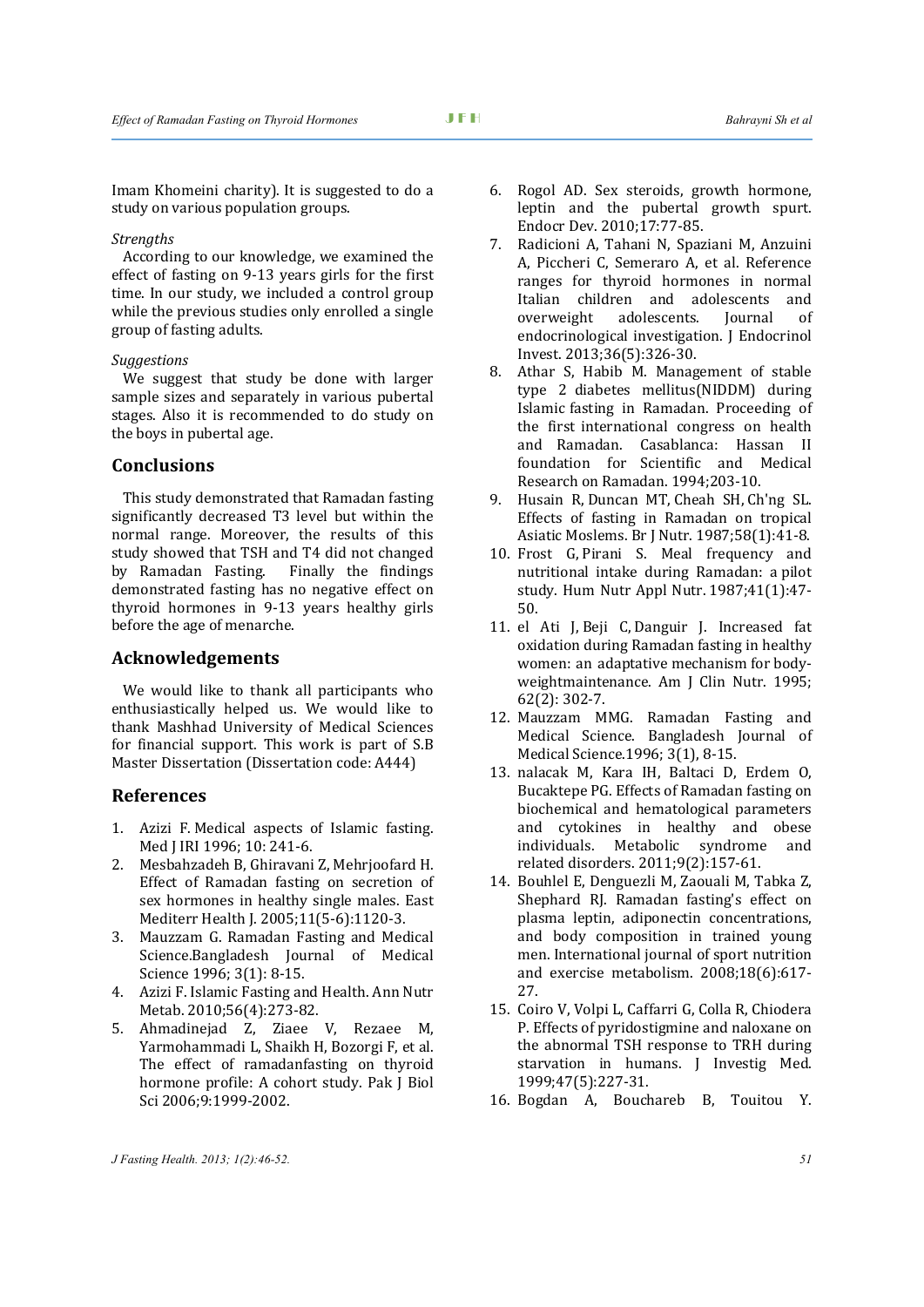Imam Khomeini charity). It is suggested to do a study on various population groups.

*Strengths*

According to our knowledge, we examined the effect of fasting on 9-13 years girls for the first time. In our study, we included a control group while the previous studies only enrolled a single group of fasting adults.

*Suggestions*

We suggest that study be done with larger sample sizes and separately in various pubertal stages. Also it is recommended to do study on the boys in pubertal age.

## Conclusions

This study demonstrated that Ramadan fasting significantly decreased T3 level but within the normal range. Moreover, the results of this study showed that TSH and T4 did not changed by Ramadan Fasting. Finally the findings demonstrated fasting has no negative effect on thyroid hormones in 9-13 years healthy girls before the age of menarche.

## Acknowledgements

We would like to thank all participants who enthusiastically helped us. We would like to thank Mashhad University of Medical Sciences for financial support. This work is part of S.B Master Dissertation (Dissertation code: A444)

## References

1. Azizi F. Medical aspects of Islamic fasting. Med J IRI 1996; 10: 241-6.
2. Mesbahzadeh B, Ghiravani Z, Mehrjoofard H. Effect of Ramadan fasting on secretion of sex hormones in healthy single males. East Mediterr Health J. 2005;11(5-6):1120-3.
3. Mauzzam G. Ramadan Fasting and Medical Science.Bangladesh Journal of Medical Science 1996; 3(1): 8-15.
4. Azizi F. Islamic Fasting and Health. Ann Nutr Metab. 2010;56(4):273-82.
5. Ahmadinejad Z, Ziaee V, Rezaee M, Yarmohammadi L, Shaikh H, Bozorgi F, et al. The effect of ramadanfasting on thyroid hormone profile: A cohort study. Pak J Biol Sci 2006;9:1999-2002.
6. Rogol AD. Sex steroids, growth hormone, leptin and the pubertal growth spurt. Endocr Dev. 2010;17:77-85.
7. Radicioni A, Tahani N, Spaziani M, Anzuini A, Piccheri C, Semeraro A, et al. Reference ranges for thyroid hormones in normal Italian children and adolescents and overweight adolescents. Journal of endocrinological investigation. J Endocrinol Invest. 2013;36(5):326-30.
8. Athar S, Habib M. Management of stable type 2 diabetes mellitus(NIDDM) during Islamic fasting in Ramadan. Proceeding of the first international congress on health and Ramadan. Casablanca: Hassan II foundation for Scientific and Medical Research on Ramadan. 1994;203-10.
9. Husain R, Duncan MT, Cheah SH, Ch'ng SL. Effects of fasting in Ramadan on tropical Asiatic Moslems. Br J Nutr. 1987;58(1):41-8.
10. Frost G, Pirani S. Meal frequency and nutritional intake during Ramadan: a pilot study. Hum Nutr Appl Nutr. 1987;41(1):47-50.
11. el Ati J, Beji C, Danguir J. Increased fat oxidation during Ramadan fasting in healthy women: an adaptative mechanism for body-weightmaintenance. Am J Clin Nutr. 1995; 62(2): 302-7.
12. Mauzzam MMG. Ramadan Fasting and Medical Science. Bangladesh Journal of Medical Science.1996; 3(1), 8-15.
13. nalacak M, Kara IH, Baltaci D, Erdem O, Bucaktepe PG. Effects of Ramadan fasting on biochemical and hematological parameters and cytokines in healthy and obese individuals. Metabolic syndrome and related disorders. 2011;9(2):157-61.
14. Bouhlel E, Denguezli M, Zaouali M, Tabka Z, Shephard RJ. Ramadan fasting's effect on plasma leptin, adiponectin concentrations, and body composition in trained young men. International journal of sport nutrition and exercise metabolism. 2008;18(6):617-27.
15. Coiro V, Volpi L, Caffarri G, Colla R, Chiodera P. Effects of pyridostigmine and naloxane on the abnormal TSH response to TRH during starvation in humans. J Investig Med. 1999;47(5):227-31.
16. Bogdan A, Bouchareb B, Touitou Y.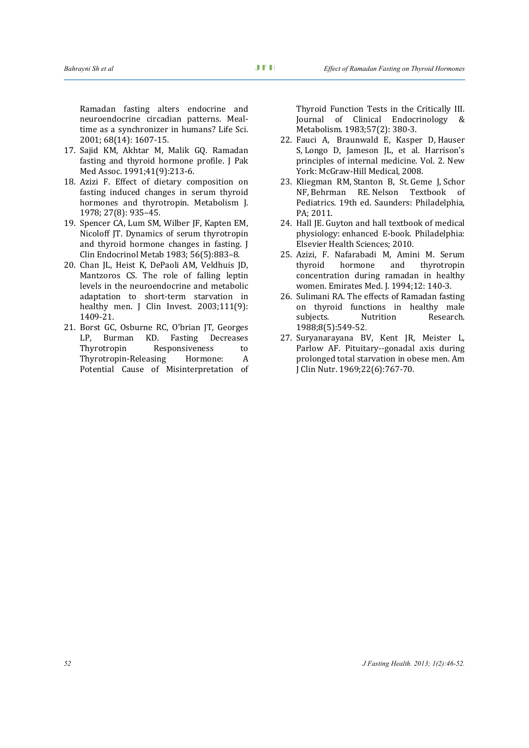Ramadan fasting alters endocrine and neuroendocrine circadian patterns. Meal-time as a synchronizer in humans? Life Sci. 2001; 68(14): 1607-15.

17. Sajid KM, Akhtar M, Malik GQ. Ramadan fasting and thyroid hormone profile. J Pak Med Assoc. 1991;41(9):213-6.
18. Azizi F. Effect of dietary composition on fasting induced changes in serum thyroid hormones and thyrotropin. Metabolism J. 1978; 27(8): 935–45.
19. Spencer CA, Lum SM, Wilber JF, Kapten EM, Nicoloff JT. Dynamics of serum thyrotropin and thyroid hormone changes in fasting. J Clin Endocrinol Metab 1983; 56(5):883–8.
20. Chan JL, Heist K, DePaoli AM, Veldhuis JD, Mantzoros CS. The role of falling leptin levels in the neuroendocrine and metabolic adaptation to short-term starvation in healthy men. J Clin Invest. 2003;111(9): 1409-21.
21. Borst GC, Osburne RC, O'brian JT, Georges LP, Burman KD. Fasting Decreases Thyrotropin Responsiveness to Thyrotropin-Releasing Hormone: A Potential Cause of Misinterpretation of Thyroid Function Tests in the Critically III. Journal of Clinical Endocrinology & Metabolism. 1983;57(2): 380-3.
22. Fauci A, Braunwald E, Kasper D, Hauser S, Longo D, Jameson JL, et al. Harrison's principles of internal medicine. Vol. 2. New York: McGraw-Hill Medical, 2008.
23. Kliegman RM, Stanton B, St. Geme J, Schor NF, Behrman RE. Nelson Textbook of Pediatrics. 19th ed. Saunders: Philadelphia, PA; 2011.
24. Hall JE. Guyton and hall textbook of medical physiology: enhanced E-book. Philadelphia: Elsevier Health Sciences; 2010.
25. Azizi, F. Nafarabadi M, Amini M. Serum thyroid hormone and thyrotropin concentration during ramadan in healthy women. Emirates Med. J. 1994;12: 140-3.
26. Sulimani RA. The effects of Ramadan fasting on thyroid functions in healthy male subjects. Nutrition Research. 1988;8(5):549-52.
27. Suryanarayana BV, Kent JR, Meister L, Parlow AF. Pituitary--gonadal axis during prolonged total starvation in obese men. Am J Clin Nutr. 1969;22(6):767-70.